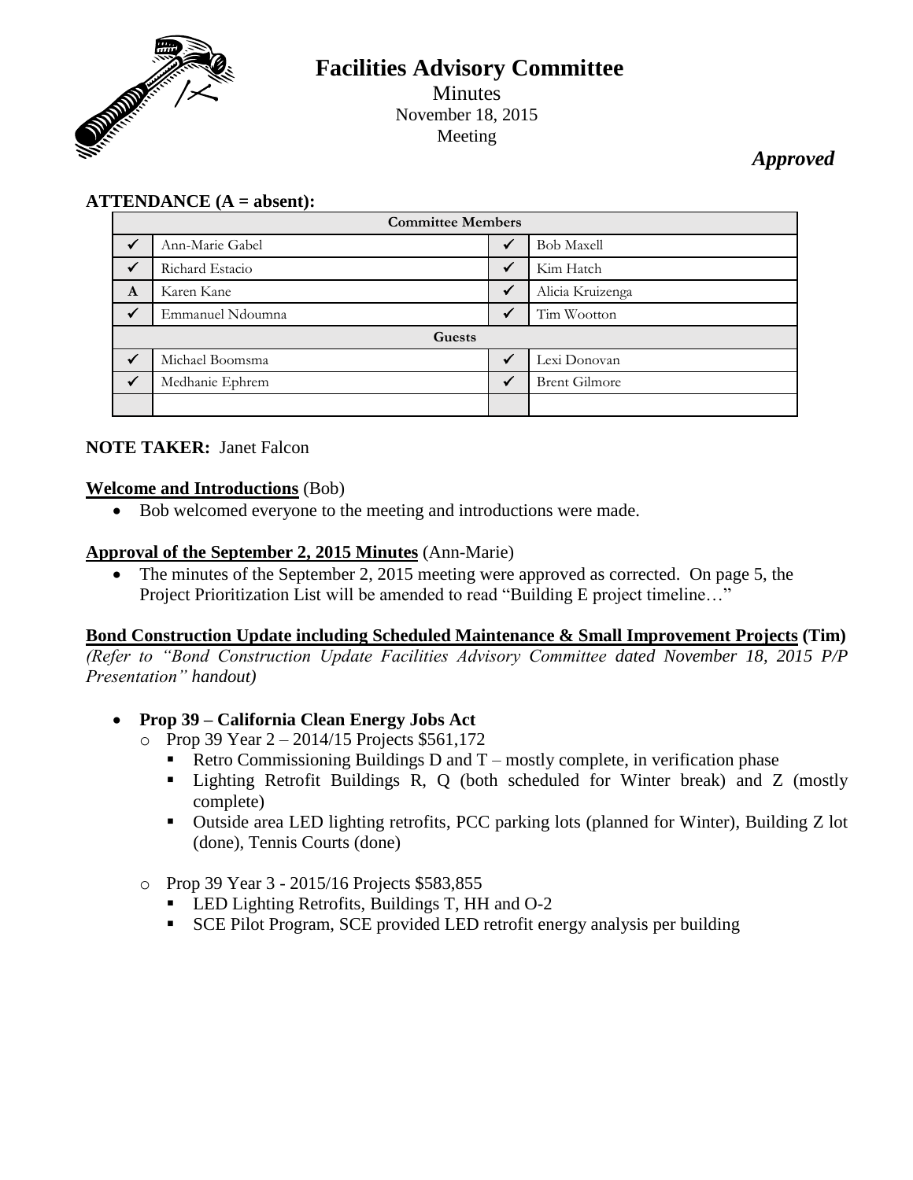# Facilities Advisory Committee

Minutes
November 18, 2015
Meeting

***Approved***

**ATTENDANCE (A = absent):**

| Committee Members | | | |
|---|---|---|---|
| ✓ | Ann-Marie Gabel | ✓ | Bob Maxell |
| ✓ | Richard Estacio | ✓ | Kim Hatch |
| A | Karen Kane | ✓ | Alicia Kruizenga |
| ✓ | Emmanuel Ndoumna | ✓ | Tim Wootton |
| **Guests** | | | |
| ✓ | Michael Boomsma | ✓ | Lexi Donovan |
| ✓ | Medhanie Ephrem | ✓ | Brent Gilmore |
| | | | |

**NOTE TAKER:** Janet Falcon

**Welcome and Introductions** (Bob)

- Bob welcomed everyone to the meeting and introductions were made.

**Approval of the September 2, 2015 Minutes** (Ann-Marie)

- The minutes of the September 2, 2015 meeting were approved as corrected. On page 5, the Project Prioritization List will be amended to read "Building E project timeline…"

**Bond Construction Update including Scheduled Maintenance & Small Improvement Projects (Tim)**

*(Refer to "Bond Construction Update Facilities Advisory Committee dated November 18, 2015 P/P Presentation" handout)*

- **Prop 39 – California Clean Energy Jobs Act**
  - Prop 39 Year 2 – 2014/15 Projects $561,172
    - Retro Commissioning Buildings D and T – mostly complete, in verification phase
    - Lighting Retrofit Buildings R, Q (both scheduled for Winter break) and Z (mostly complete)
    - Outside area LED lighting retrofits, PCC parking lots (planned for Winter), Building Z lot (done), Tennis Courts (done)
  - Prop 39 Year 3 - 2015/16 Projects $583,855
    - LED Lighting Retrofits, Buildings T, HH and O-2
    - SCE Pilot Program, SCE provided LED retrofit energy analysis per building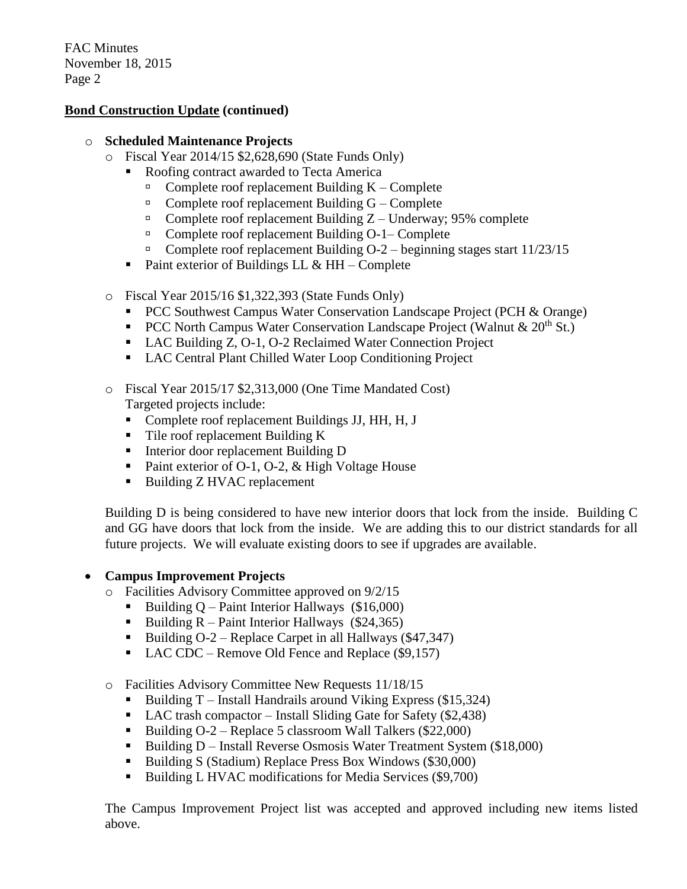**<u>Bond Construction Update</u> (continued)**

- **Scheduled Maintenance Projects**
  - Fiscal Year 2014/15 $2,628,690 (State Funds Only)
    - Roofing contract awarded to Tecta America
      - Complete roof replacement Building K – Complete
      - Complete roof replacement Building G – Complete
      - Complete roof replacement Building Z – Underway; 95% complete
      - Complete roof replacement Building O-1– Complete
      - Complete roof replacement Building O-2 – beginning stages start 11/23/15
    - Paint exterior of Buildings LL & HH – Complete
  - Fiscal Year 2015/16 $1,322,393 (State Funds Only)
    - PCC Southwest Campus Water Conservation Landscape Project (PCH & Orange)
    - PCC North Campus Water Conservation Landscape Project (Walnut & 20th St.)
    - LAC Building Z, O-1, O-2 Reclaimed Water Connection Project
    - LAC Central Plant Chilled Water Loop Conditioning Project
  - Fiscal Year 2015/17 $2,313,000 (One Time Mandated Cost)
    Targeted projects include:
    - Complete roof replacement Buildings JJ, HH, H, J
    - Tile roof replacement Building K
    - Interior door replacement Building D
    - Paint exterior of O-1, O-2, & High Voltage House
    - Building Z HVAC replacement

  Building D is being considered to have new interior doors that lock from the inside. Building C and GG have doors that lock from the inside. We are adding this to our district standards for all future projects. We will evaluate existing doors to see if upgrades are available.

- **Campus Improvement Projects**
  - Facilities Advisory Committee approved on 9/2/15
    - Building Q – Paint Interior Hallways ($16,000)
    - Building R – Paint Interior Hallways ($24,365)
    - Building O-2 – Replace Carpet in all Hallways ($47,347)
    - LAC CDC – Remove Old Fence and Replace ($9,157)
  - Facilities Advisory Committee New Requests 11/18/15
    - Building T – Install Handrails around Viking Express ($15,324)
    - LAC trash compactor – Install Sliding Gate for Safety ($2,438)
    - Building O-2 – Replace 5 classroom Wall Talkers ($22,000)
    - Building D – Install Reverse Osmosis Water Treatment System ($18,000)
    - Building S (Stadium) Replace Press Box Windows ($30,000)
    - Building L HVAC modifications for Media Services ($9,700)

  The Campus Improvement Project list was accepted and approved including new items listed above.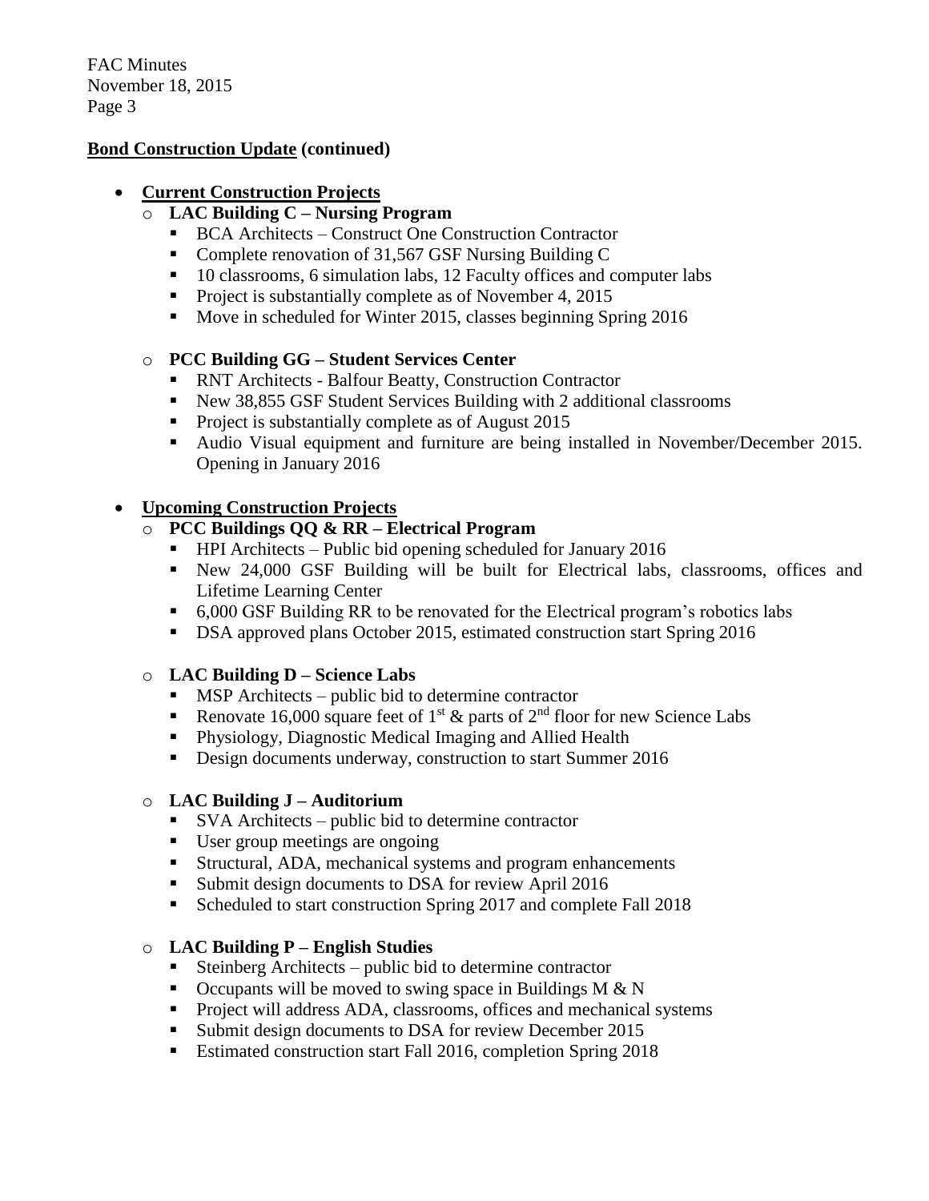**Bond Construction Update (continued)**

- **Current Construction Projects**
  - **LAC Building C – Nursing Program**
    - BCA Architects – Construct One Construction Contractor
    - Complete renovation of 31,567 GSF Nursing Building C
    - 10 classrooms, 6 simulation labs, 12 Faculty offices and computer labs
    - Project is substantially complete as of November 4, 2015
    - Move in scheduled for Winter 2015, classes beginning Spring 2016
  - **PCC Building GG – Student Services Center**
    - RNT Architects - Balfour Beatty, Construction Contractor
    - New 38,855 GSF Student Services Building with 2 additional classrooms
    - Project is substantially complete as of August 2015
    - Audio Visual equipment and furniture are being installed in November/December 2015. Opening in January 2016
- **Upcoming Construction Projects**
  - **PCC Buildings QQ & RR – Electrical Program**
    - HPI Architects – Public bid opening scheduled for January 2016
    - New 24,000 GSF Building will be built for Electrical labs, classrooms, offices and Lifetime Learning Center
    - 6,000 GSF Building RR to be renovated for the Electrical program's robotics labs
    - DSA approved plans October 2015, estimated construction start Spring 2016
  - **LAC Building D – Science Labs**
    - MSP Architects – public bid to determine contractor
    - Renovate 16,000 square feet of 1st & parts of 2nd floor for new Science Labs
    - Physiology, Diagnostic Medical Imaging and Allied Health
    - Design documents underway, construction to start Summer 2016
  - **LAC Building J – Auditorium**
    - SVA Architects – public bid to determine contractor
    - User group meetings are ongoing
    - Structural, ADA, mechanical systems and program enhancements
    - Submit design documents to DSA for review April 2016
    - Scheduled to start construction Spring 2017 and complete Fall 2018
  - **LAC Building P – English Studies**
    - Steinberg Architects – public bid to determine contractor
    - Occupants will be moved to swing space in Buildings M & N
    - Project will address ADA, classrooms, offices and mechanical systems
    - Submit design documents to DSA for review December 2015
    - Estimated construction start Fall 2016, completion Spring 2018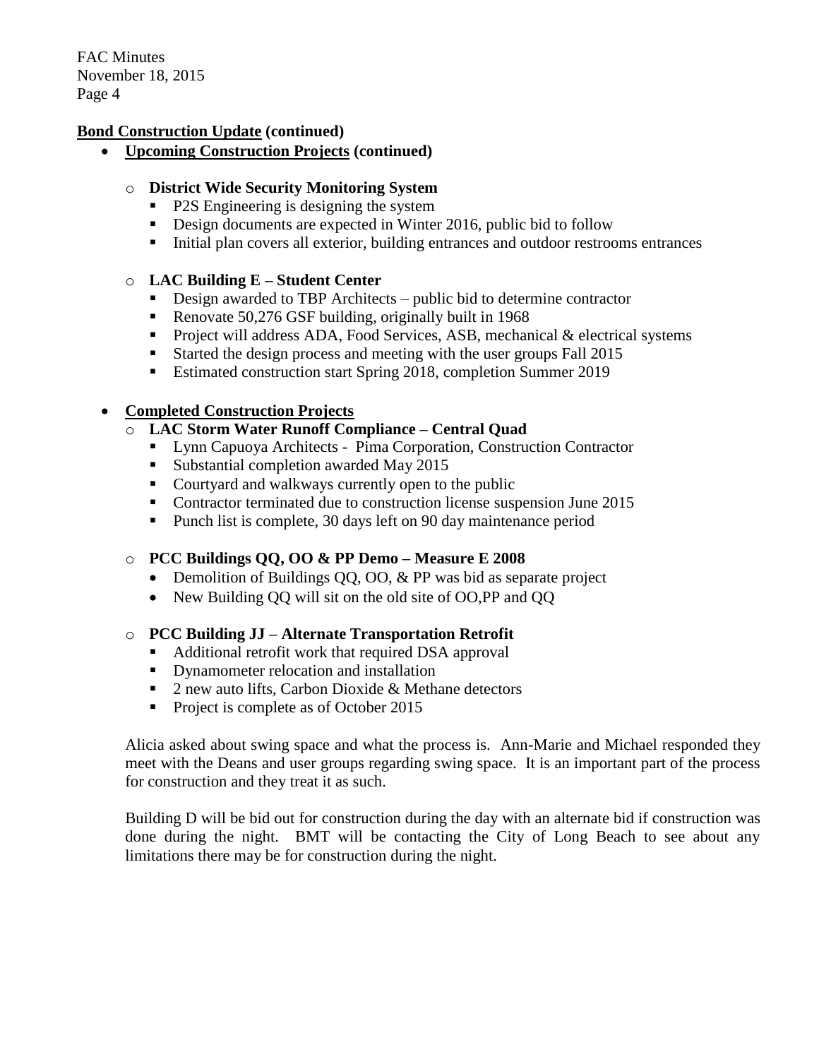**Bond Construction Update (continued)**

- **Upcoming Construction Projects (continued)**
  - **District Wide Security Monitoring System**
    - P2S Engineering is designing the system
    - Design documents are expected in Winter 2016, public bid to follow
    - Initial plan covers all exterior, building entrances and outdoor restrooms entrances
  - **LAC Building E – Student Center**
    - Design awarded to TBP Architects – public bid to determine contractor
    - Renovate 50,276 GSF building, originally built in 1968
    - Project will address ADA, Food Services, ASB, mechanical & electrical systems
    - Started the design process and meeting with the user groups Fall 2015
    - Estimated construction start Spring 2018, completion Summer 2019

- **Completed Construction Projects**
  - **LAC Storm Water Runoff Compliance – Central Quad**
    - Lynn Capuoya Architects - Pima Corporation, Construction Contractor
    - Substantial completion awarded May 2015
    - Courtyard and walkways currently open to the public
    - Contractor terminated due to construction license suspension June 2015
    - Punch list is complete, 30 days left on 90 day maintenance period
  - **PCC Buildings QQ, OO & PP Demo – Measure E 2008**
    - Demolition of Buildings QQ, OO, & PP was bid as separate project
    - New Building QQ will sit on the old site of OO,PP and QQ
  - **PCC Building JJ – Alternate Transportation Retrofit**
    - Additional retrofit work that required DSA approval
    - Dynamometer relocation and installation
    - 2 new auto lifts, Carbon Dioxide & Methane detectors
    - Project is complete as of October 2015

Alicia asked about swing space and what the process is. Ann-Marie and Michael responded they meet with the Deans and user groups regarding swing space. It is an important part of the process for construction and they treat it as such.

Building D will be bid out for construction during the day with an alternate bid if construction was done during the night. BMT will be contacting the City of Long Beach to see about any limitations there may be for construction during the night.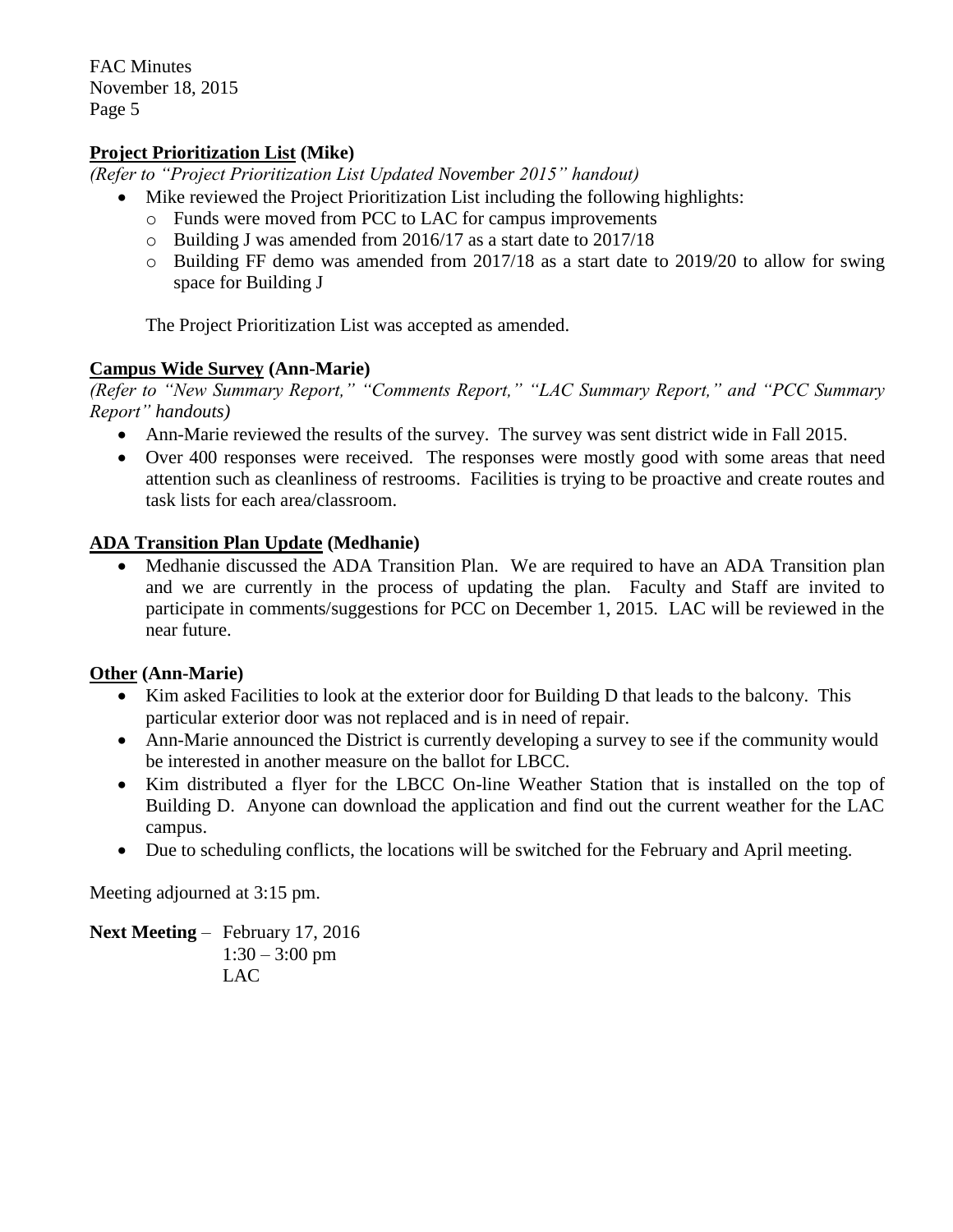**Project Prioritization List (Mike)**

*(Refer to "Project Prioritization List Updated November 2015" handout)*

- Mike reviewed the Project Prioritization List including the following highlights:
  - Funds were moved from PCC to LAC for campus improvements
  - Building J was amended from 2016/17 as a start date to 2017/18
  - Building FF demo was amended from 2017/18 as a start date to 2019/20 to allow for swing space for Building J

  The Project Prioritization List was accepted as amended.

**Campus Wide Survey (Ann-Marie)**

*(Refer to "New Summary Report," "Comments Report," "LAC Summary Report," and "PCC Summary Report" handouts)*

- Ann-Marie reviewed the results of the survey. The survey was sent district wide in Fall 2015.
- Over 400 responses were received. The responses were mostly good with some areas that need attention such as cleanliness of restrooms. Facilities is trying to be proactive and create routes and task lists for each area/classroom.

**ADA Transition Plan Update (Medhanie)**

- Medhanie discussed the ADA Transition Plan. We are required to have an ADA Transition plan and we are currently in the process of updating the plan. Faculty and Staff are invited to participate in comments/suggestions for PCC on December 1, 2015. LAC will be reviewed in the near future.

**Other (Ann-Marie)**

- Kim asked Facilities to look at the exterior door for Building D that leads to the balcony. This particular exterior door was not replaced and is in need of repair.
- Ann-Marie announced the District is currently developing a survey to see if the community would be interested in another measure on the ballot for LBCC.
- Kim distributed a flyer for the LBCC On-line Weather Station that is installed on the top of Building D. Anyone can download the application and find out the current weather for the LAC campus.
- Due to scheduling conflicts, the locations will be switched for the February and April meeting.

Meeting adjourned at 3:15 pm.

**Next Meeting** – February 17, 2016
1:30 – 3:00 pm
LAC